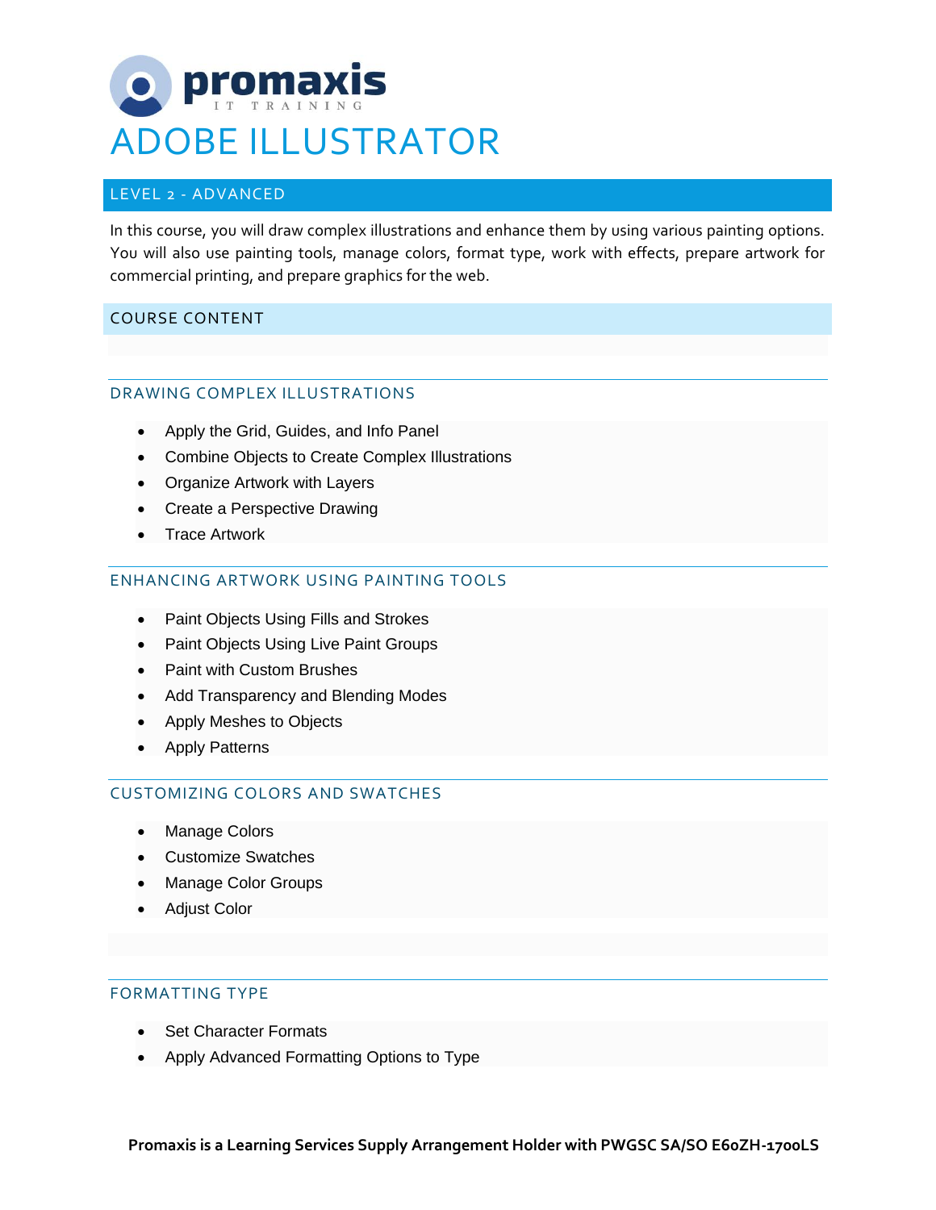promaxis IT TRAINING

# ADOBE ILLUSTRATOR

## LEVEL 2 - ADVANCED

In this course, you will draw complex illustrations and enhance them by using various painting options. You will also use painting tools, manage colors, format type, work with effects, prepare artwork for commercial printing, and prepare graphics for the web.

## COURSE CONTENT

### DRAWING COMPLEX ILLUSTRATIONS

- Apply the Grid, Guides, and Info Panel
- Combine Objects to Create Complex Illustrations
- Organize Artwork with Layers
- Create a Perspective Drawing
- Trace Artwork

### ENHANCING ARTWORK USING PAINTING TOOLS

- Paint Objects Using Fills and Strokes
- Paint Objects Using Live Paint Groups
- Paint with Custom Brushes
- Add Transparency and Blending Modes
- Apply Meshes to Objects
- Apply Patterns

### CUSTOMIZING COLORS AND SWATCHES

- Manage Colors
- Customize Swatches
- Manage Color Groups
- Adjust Color

### FORMATTING TYPE

- Set Character Formats
- Apply Advanced Formatting Options to Type

**Promaxis is a Learning Services Supply Arrangement Holder with PWGSC SA/SO E60ZH-1700LS**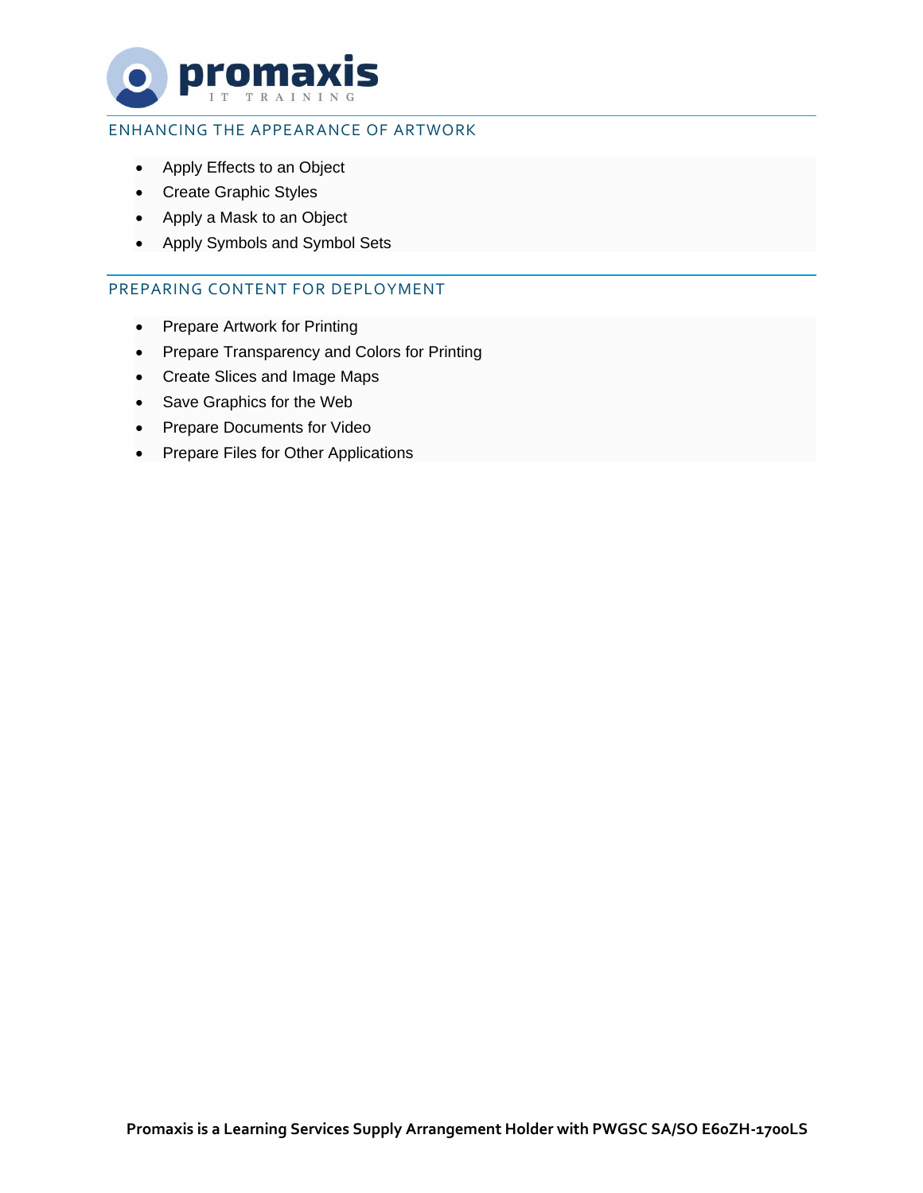## ENHANCING THE APPEARANCE OF ARTWORK

- Apply Effects to an Object
- Create Graphic Styles
- Apply a Mask to an Object
- Apply Symbols and Symbol Sets

## PREPARING CONTENT FOR DEPLOYMENT

- Prepare Artwork for Printing
- Prepare Transparency and Colors for Printing
- Create Slices and Image Maps
- Save Graphics for the Web
- Prepare Documents for Video
- Prepare Files for Other Applications